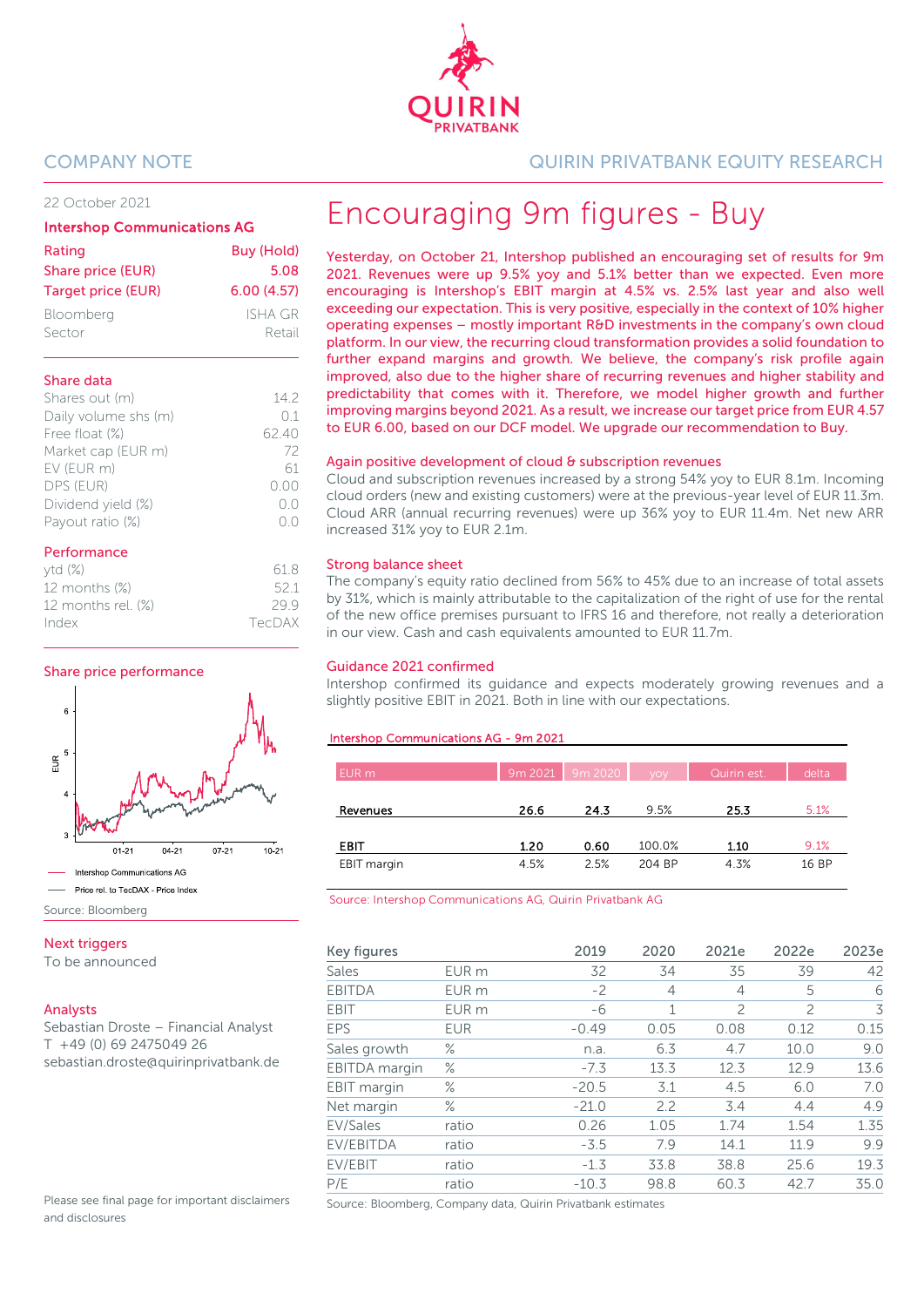COMPANY NOTE

QUIRIN PRIVATBANK EQUITY RESEARCH

22 October 2021

**Intershop Communications AG**

| | |
|---|---|
| Rating | Buy (Hold) |
| Share price (EUR) | 5.08 |
| Target price (EUR) | 6.00 (4.57) |
| Bloomberg | ISHA GR |
| Sector | Retail |

**Share data**

| | |
|---|---|
| Shares out (m) | 14.2 |
| Daily volume shs (m) | 0.1 |
| Free float (%) | 62.40 |
| Market cap (EUR m) | 72 |
| EV (EUR m) | 61 |
| DPS (EUR) | 0.00 |
| Dividend yield (%) | 0.0 |
| Payout ratio (%) | 0.0 |

**Performance**

| | |
|---|---|
| ytd (%) | 61.8 |
| 12 months (%) | 52.1 |
| 12 months rel. (%) | 29.9 |
| Index | TecDAX |

**Share price performance**

— Intershop Communications AG
— Price rel. to TecDAX - Price Index

Source: Bloomberg

**Next triggers**

To be announced

**Analysts**

Sebastian Droste – Financial Analyst
T +49 (0) 69 2475049 26
sebastian.droste@quirinprivatbank.de

Please see final page for important disclaimers and disclosures

# Encouraging 9m figures - Buy

**Yesterday, on October 21, Intershop published an encouraging set of results for 9m 2021. Revenues were up 9.5% yoy and 5.1% better than we expected. Even more encouraging is Intershop's EBIT margin at 4.5% vs. 2.5% last year and also well exceeding our expectation. This is very positive, especially in the context of 10% higher operating expenses – mostly important R&D investments in the company's own cloud platform. In our view, the recurring cloud transformation provides a solid foundation to further expand margins and growth. We believe, the company's risk profile again improved, also due to the higher share of recurring revenues and higher stability and predictability that comes with it. Therefore, we model higher growth and further improving margins beyond 2021. As a result, we increase our target price from EUR 4.57 to EUR 6.00, based on our DCF model. We upgrade our recommendation to Buy.**

## Again positive development of cloud & subscription revenues

Cloud and subscription revenues increased by a strong 54% yoy to EUR 8.1m. Incoming cloud orders (new and existing customers) were at the previous-year level of EUR 11.3m. Cloud ARR (annual recurring revenues) were up 36% yoy to EUR 11.4m. Net new ARR increased 31% yoy to EUR 2.1m.

## Strong balance sheet

The company's equity ratio declined from 56% to 45% due to an increase of total assets by 31%, which is mainly attributable to the capitalization of the right of use for the rental of the new office premises pursuant to IFRS 16 and therefore, not really a deterioration in our view. Cash and cash equivalents amounted to EUR 11.7m.

## Guidance 2021 confirmed

Intershop confirmed its guidance and expects moderately growing revenues and a slightly positive EBIT in 2021. Both in line with our expectations.

**Intershop Communications AG - 9m 2021**

| EUR m | 9m 2021 | 9m 2020 | yoy | Quirin est. | delta |
|---|---|---|---|---|---|
| **Revenues** | **26.6** | **24.3** | 9.5% | **25.3** | 5.1% |
| **EBIT** | **1.20** | **0.60** | 100.0% | **1.10** | 9.1% |
| EBIT margin | 4.5% | 2.5% | 204 BP | 4.3% | 16 BP |

Source: Intershop Communications AG, Quirin Privatbank AG

| Key figures | | 2019 | 2020 | 2021e | 2022e | 2023e |
|---|---|---|---|---|---|---|
| Sales | EUR m | 32 | 34 | 35 | 39 | 42 |
| EBITDA | EUR m | -2 | 4 | 4 | 5 | 6 |
| EBIT | EUR m | -6 | 1 | 2 | 2 | 3 |
| EPS | EUR | -0.49 | 0.05 | 0.08 | 0.12 | 0.15 |
| Sales growth | % | n.a. | 6.3 | 4.7 | 10.0 | 9.0 |
| EBITDA margin | % | -7.3 | 13.3 | 12.3 | 12.9 | 13.6 |
| EBIT margin | % | -20.5 | 3.1 | 4.5 | 6.0 | 7.0 |
| Net margin | % | -21.0 | 2.2 | 3.4 | 4.4 | 4.9 |
| EV/Sales | ratio | 0.26 | 1.05 | 1.74 | 1.54 | 1.35 |
| EV/EBITDA | ratio | -3.5 | 7.9 | 14.1 | 11.9 | 9.9 |
| EV/EBIT | ratio | -1.3 | 33.8 | 38.8 | 25.6 | 19.3 |
| P/E | ratio | -10.3 | 98.8 | 60.3 | 42.7 | 35.0 |

Source: Bloomberg, Company data, Quirin Privatbank estimates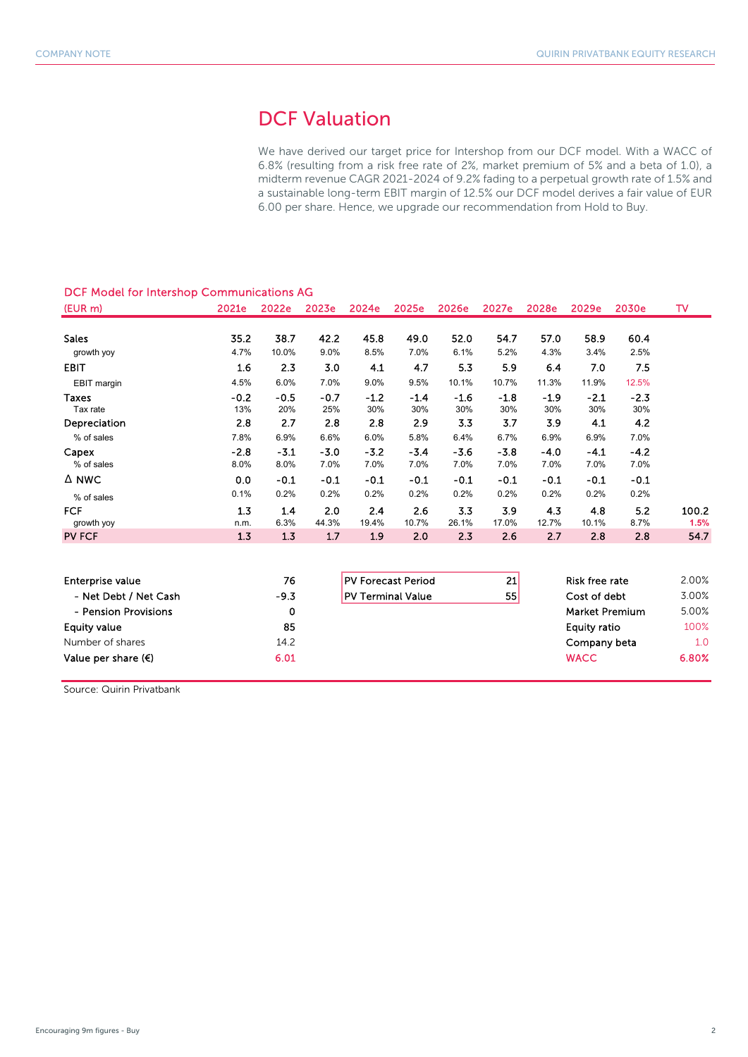# DCF Valuation

We have derived our target price for Intershop from our DCF model. With a WACC of 6.8% (resulting from a risk free rate of 2%, market premium of 5% and a beta of 1.0), a midterm revenue CAGR 2021-2024 of 9.2% fading to a perpetual growth rate of 1.5% and a sustainable long-term EBIT margin of 12.5% our DCF model derives a fair value of EUR 6.00 per share. Hence, we upgrade our recommendation from Hold to Buy.

## DCF Model for Intershop Communications AG

| (EUR m) | 2021e | 2022e | 2023e | 2024e | 2025e | 2026e | 2027e | 2028e | 2029e | 2030e | TV |
|---|---|---|---|---|---|---|---|---|---|---|---|
| Sales | 35.2 | 38.7 | 42.2 | 45.8 | 49.0 | 52.0 | 54.7 | 57.0 | 58.9 | 60.4 | |
| growth yoy | 4.7% | 10.0% | 9.0% | 8.5% | 7.0% | 6.1% | 5.2% | 4.3% | 3.4% | 2.5% | |
| EBIT | 1.6 | 2.3 | 3.0 | 4.1 | 4.7 | 5.3 | 5.9 | 6.4 | 7.0 | 7.5 | |
| EBIT margin | 4.5% | 6.0% | 7.0% | 9.0% | 9.5% | 10.1% | 10.7% | 11.3% | 11.9% | 12.5% | |
| Taxes | -0.2 | -0.5 | -0.7 | -1.2 | -1.4 | -1.6 | -1.8 | -1.9 | -2.1 | -2.3 | |
| Tax rate | 13% | 20% | 25% | 30% | 30% | 30% | 30% | 30% | 30% | 30% | |
| Depreciation | 2.8 | 2.7 | 2.8 | 2.8 | 2.9 | 3.3 | 3.7 | 3.9 | 4.1 | 4.2 | |
| % of sales | 7.8% | 6.9% | 6.6% | 6.0% | 5.8% | 6.4% | 6.7% | 6.9% | 6.9% | 7.0% | |
| Capex | -2.8 | -3.1 | -3.0 | -3.2 | -3.4 | -3.6 | -3.8 | -4.0 | -4.1 | -4.2 | |
| % of sales | 8.0% | 8.0% | 7.0% | 7.0% | 7.0% | 7.0% | 7.0% | 7.0% | 7.0% | 7.0% | |
| Δ NWC | 0.0 | -0.1 | -0.1 | -0.1 | -0.1 | -0.1 | -0.1 | -0.1 | -0.1 | -0.1 | |
| % of sales | 0.1% | 0.2% | 0.2% | 0.2% | 0.2% | 0.2% | 0.2% | 0.2% | 0.2% | 0.2% | |
| FCF | 1.3 | 1.4 | 2.0 | 2.4 | 2.6 | 3.3 | 3.9 | 4.3 | 4.8 | 5.2 | 100.2 |
| growth yoy | n.m. | 6.3% | 44.3% | 19.4% | 10.7% | 26.1% | 17.0% | 12.7% | 10.1% | 8.7% | 1.5% |
| PV FCF | 1.3 | 1.3 | 1.7 | 1.9 | 2.0 | 2.3 | 2.6 | 2.7 | 2.8 | 2.8 | 54.7 |

| | |
|---|---|
| Enterprise value | 76 |
| - Net Debt / Net Cash | -9.3 |
| - Pension Provisions | 0 |
| Equity value | 85 |
| Number of shares | 14.2 |
| Value per share (€) | 6.01 |

| | |
|---|---|
| PV Forecast Period | 21 |
| PV Terminal Value | 55 |

| | |
|---|---|
| Risk free rate | 2.00% |
| Cost of debt | 3.00% |
| Market Premium | 5.00% |
| Equity ratio | 100% |
| Company beta | 1.0 |
| WACC | 6.80% |

Source: Quirin Privatbank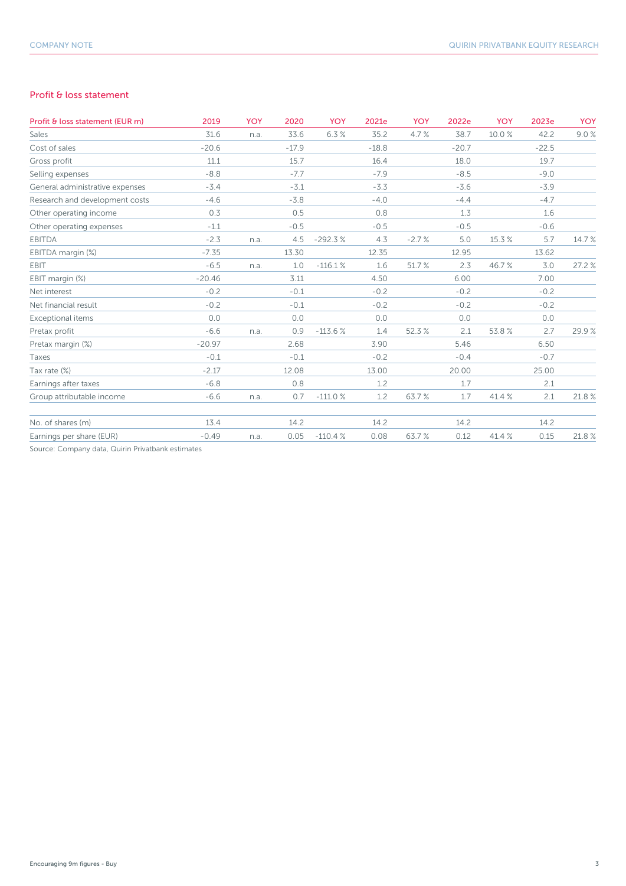## Profit & loss statement

| Profit & loss statement (EUR m) | 2019 | YOY | 2020 | YOY | 2021e | YOY | 2022e | YOY | 2023e | YOY |
|---|---|---|---|---|---|---|---|---|---|---|
| Sales | 31.6 | n.a. | 33.6 | 6.3 % | 35.2 | 4.7 % | 38.7 | 10.0 % | 42.2 | 9.0 % |
| Cost of sales | -20.6 | | -17.9 | | -18.8 | | -20.7 | | -22.5 | |
| Gross profit | 11.1 | | 15.7 | | 16.4 | | 18.0 | | 19.7 | |
| Selling expenses | -8.8 | | -7.7 | | -7.9 | | -8.5 | | -9.0 | |
| General administrative expenses | -3.4 | | -3.1 | | -3.3 | | -3.6 | | -3.9 | |
| Research and development costs | -4.6 | | -3.8 | | -4.0 | | -4.4 | | -4.7 | |
| Other operating income | 0.3 | | 0.5 | | 0.8 | | 1.3 | | 1.6 | |
| Other operating expenses | -1.1 | | -0.5 | | -0.5 | | -0.5 | | -0.6 | |
| EBITDA | -2.3 | n.a. | 4.5 | -292.3 % | 4.3 | -2.7 % | 5.0 | 15.3 % | 5.7 | 14.7 % |
| EBITDA margin (%) | -7.35 | | 13.30 | | 12.35 | | 12.95 | | 13.62 | |
| EBIT | -6.5 | n.a. | 1.0 | -116.1 % | 1.6 | 51.7 % | 2.3 | 46.7 % | 3.0 | 27.2 % |
| EBIT margin (%) | -20.46 | | 3.11 | | 4.50 | | 6.00 | | 7.00 | |
| Net interest | -0.2 | | -0.1 | | -0.2 | | -0.2 | | -0.2 | |
| Net financial result | -0.2 | | -0.1 | | -0.2 | | -0.2 | | -0.2 | |
| Exceptional items | 0.0 | | 0.0 | | 0.0 | | 0.0 | | 0.0 | |
| Pretax profit | -6.6 | n.a. | 0.9 | -113.6 % | 1.4 | 52.3 % | 2.1 | 53.8 % | 2.7 | 29.9 % |
| Pretax margin (%) | -20.97 | | 2.68 | | 3.90 | | 5.46 | | 6.50 | |
| Taxes | -0.1 | | -0.1 | | -0.2 | | -0.4 | | -0.7 | |
| Tax rate (%) | -2.17 | | 12.08 | | 13.00 | | 20.00 | | 25.00 | |
| Earnings after taxes | -6.8 | | 0.8 | | 1.2 | | 1.7 | | 2.1 | |
| Group attributable income | -6.6 | n.a. | 0.7 | -111.0 % | 1.2 | 63.7 % | 1.7 | 41.4 % | 2.1 | 21.8 % |
| | | | | | | | | | | |
| No. of shares (m) | 13.4 | | 14.2 | | 14.2 | | 14.2 | | 14.2 | |
| Earnings per share (EUR) | -0.49 | n.a. | 0.05 | -110.4 % | 0.08 | 63.7 % | 0.12 | 41.4 % | 0.15 | 21.8 % |

Source: Company data, Quirin Privatbank estimates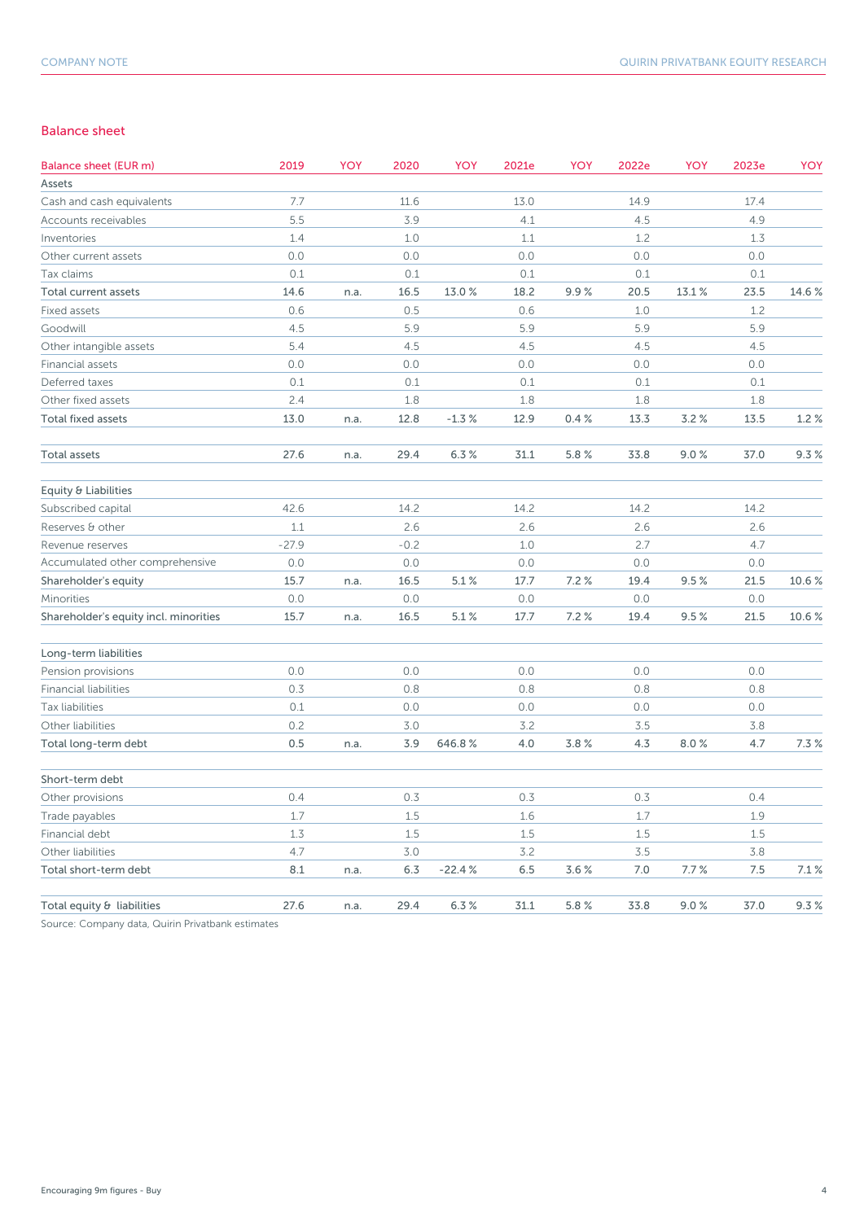## Balance sheet

| Balance sheet (EUR m) | 2019 | YOY | 2020 | YOY | 2021e | YOY | 2022e | YOY | 2023e | YOY |
|---|---|---|---|---|---|---|---|---|---|---|
| Assets | | | | | | | | | | |
| Cash and cash equivalents | 7.7 | | 11.6 | | 13.0 | | 14.9 | | 17.4 | |
| Accounts receivables | 5.5 | | 3.9 | | 4.1 | | 4.5 | | 4.9 | |
| Inventories | 1.4 | | 1.0 | | 1.1 | | 1.2 | | 1.3 | |
| Other current assets | 0.0 | | 0.0 | | 0.0 | | 0.0 | | 0.0 | |
| Tax claims | 0.1 | | 0.1 | | 0.1 | | 0.1 | | 0.1 | |
| **Total current assets** | **14.6** | **n.a.** | **16.5** | **13.0 %** | **18.2** | **9.9 %** | **20.5** | **13.1 %** | **23.5** | **14.6 %** |
| Fixed assets | 0.6 | | 0.5 | | 0.6 | | 1.0 | | 1.2 | |
| Goodwill | 4.5 | | 5.9 | | 5.9 | | 5.9 | | 5.9 | |
| Other intangible assets | 5.4 | | 4.5 | | 4.5 | | 4.5 | | 4.5 | |
| Financial assets | 0.0 | | 0.0 | | 0.0 | | 0.0 | | 0.0 | |
| Deferred taxes | 0.1 | | 0.1 | | 0.1 | | 0.1 | | 0.1 | |
| Other fixed assets | 2.4 | | 1.8 | | 1.8 | | 1.8 | | 1.8 | |
| **Total fixed assets** | **13.0** | **n.a.** | **12.8** | **-1.3 %** | **12.9** | **0.4 %** | **13.3** | **3.2 %** | **13.5** | **1.2 %** |
| | | | | | | | | | | |
| **Total assets** | **27.6** | **n.a.** | **29.4** | **6.3 %** | **31.1** | **5.8 %** | **33.8** | **9.0 %** | **37.0** | **9.3 %** |
| | | | | | | | | | | |
| Equity & Liabilities | | | | | | | | | | |
| Subscribed capital | 42.6 | | 14.2 | | 14.2 | | 14.2 | | 14.2 | |
| Reserves & other | 1.1 | | 2.6 | | 2.6 | | 2.6 | | 2.6 | |
| Revenue reserves | -27.9 | | -0.2 | | 1.0 | | 2.7 | | 4.7 | |
| Accumulated other comprehensive | 0.0 | | 0.0 | | 0.0 | | 0.0 | | 0.0 | |
| **Shareholder's equity** | **15.7** | **n.a.** | **16.5** | **5.1 %** | **17.7** | **7.2 %** | **19.4** | **9.5 %** | **21.5** | **10.6 %** |
| Minorities | 0.0 | | 0.0 | | 0.0 | | 0.0 | | 0.0 | |
| **Shareholder's equity incl. minorities** | **15.7** | **n.a.** | **16.5** | **5.1 %** | **17.7** | **7.2 %** | **19.4** | **9.5 %** | **21.5** | **10.6 %** |
| | | | | | | | | | | |
| Long-term liabilities | | | | | | | | | | |
| Pension provisions | 0.0 | | 0.0 | | 0.0 | | 0.0 | | 0.0 | |
| Financial liabilities | 0.3 | | 0.8 | | 0.8 | | 0.8 | | 0.8 | |
| Tax liabilities | 0.1 | | 0.0 | | 0.0 | | 0.0 | | 0.0 | |
| Other liabilities | 0.2 | | 3.0 | | 3.2 | | 3.5 | | 3.8 | |
| **Total long-term debt** | **0.5** | **n.a.** | **3.9** | **646.8 %** | **4.0** | **3.8 %** | **4.3** | **8.0 %** | **4.7** | **7.3 %** |
| | | | | | | | | | | |
| Short-term debt | | | | | | | | | | |
| Other provisions | 0.4 | | 0.3 | | 0.3 | | 0.3 | | 0.4 | |
| Trade payables | 1.7 | | 1.5 | | 1.6 | | 1.7 | | 1.9 | |
| Financial debt | 1.3 | | 1.5 | | 1.5 | | 1.5 | | 1.5 | |
| Other liabilities | 4.7 | | 3.0 | | 3.2 | | 3.5 | | 3.8 | |
| **Total short-term debt** | **8.1** | **n.a.** | **6.3** | **-22.4 %** | **6.5** | **3.6 %** | **7.0** | **7.7 %** | **7.5** | **7.1 %** |
| | | | | | | | | | | |
| **Total equity & liabilities** | **27.6** | **n.a.** | **29.4** | **6.3 %** | **31.1** | **5.8 %** | **33.8** | **9.0 %** | **37.0** | **9.3 %** |

Source: Company data, Quirin Privatbank estimates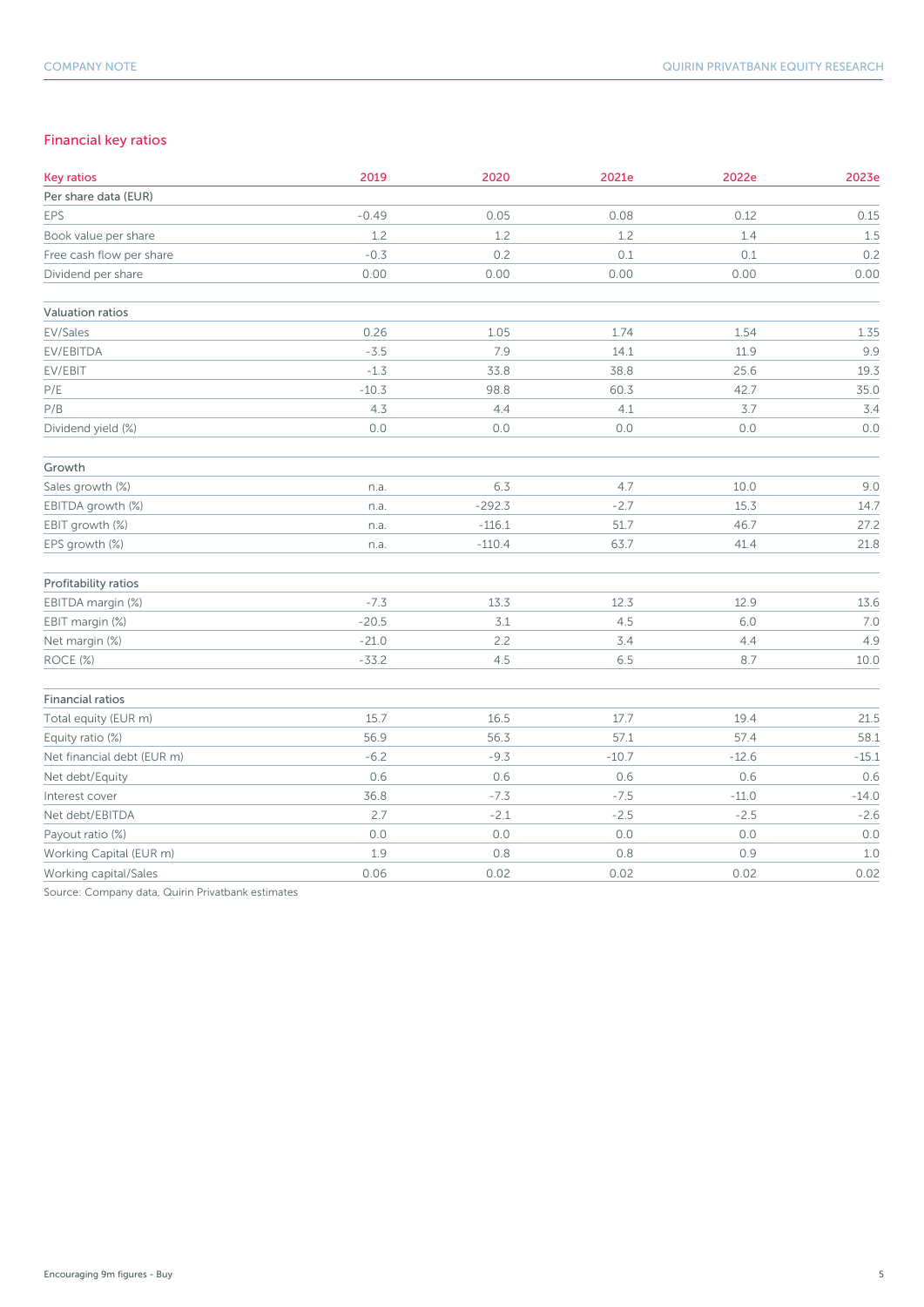## Financial key ratios

| Key ratios | 2019 | 2020 | 2021e | 2022e | 2023e |
|---|---|---|---|---|---|
| **Per share data (EUR)** | | | | | |
| EPS | -0.49 | 0.05 | 0.08 | 0.12 | 0.15 |
| Book value per share | 1.2 | 1.2 | 1.2 | 1.4 | 1.5 |
| Free cash flow per share | -0.3 | 0.2 | 0.1 | 0.1 | 0.2 |
| Dividend per share | 0.00 | 0.00 | 0.00 | 0.00 | 0.00 |
| **Valuation ratios** | | | | | |
| EV/Sales | 0.26 | 1.05 | 1.74 | 1.54 | 1.35 |
| EV/EBITDA | -3.5 | 7.9 | 14.1 | 11.9 | 9.9 |
| EV/EBIT | -1.3 | 33.8 | 38.8 | 25.6 | 19.3 |
| P/E | -10.3 | 98.8 | 60.3 | 42.7 | 35.0 |
| P/B | 4.3 | 4.4 | 4.1 | 3.7 | 3.4 |
| Dividend yield (%) | 0.0 | 0.0 | 0.0 | 0.0 | 0.0 |
| **Growth** | | | | | |
| Sales growth (%) | n.a. | 6.3 | 4.7 | 10.0 | 9.0 |
| EBITDA growth (%) | n.a. | -292.3 | -2.7 | 15.3 | 14.7 |
| EBIT growth (%) | n.a. | -116.1 | 51.7 | 46.7 | 27.2 |
| EPS growth (%) | n.a. | -110.4 | 63.7 | 41.4 | 21.8 |
| **Profitability ratios** | | | | | |
| EBITDA margin (%) | -7.3 | 13.3 | 12.3 | 12.9 | 13.6 |
| EBIT margin (%) | -20.5 | 3.1 | 4.5 | 6.0 | 7.0 |
| Net margin (%) | -21.0 | 2.2 | 3.4 | 4.4 | 4.9 |
| ROCE (%) | -33.2 | 4.5 | 6.5 | 8.7 | 10.0 |
| **Financial ratios** | | | | | |
| Total equity (EUR m) | 15.7 | 16.5 | 17.7 | 19.4 | 21.5 |
| Equity ratio (%) | 56.9 | 56.3 | 57.1 | 57.4 | 58.1 |
| Net financial debt (EUR m) | -6.2 | -9.3 | -10.7 | -12.6 | -15.1 |
| Net debt/Equity | 0.6 | 0.6 | 0.6 | 0.6 | 0.6 |
| Interest cover | 36.8 | -7.3 | -7.5 | -11.0 | -14.0 |
| Net debt/EBITDA | 2.7 | -2.1 | -2.5 | -2.5 | -2.6 |
| Payout ratio (%) | 0.0 | 0.0 | 0.0 | 0.0 | 0.0 |
| Working Capital (EUR m) | 1.9 | 0.8 | 0.8 | 0.9 | 1.0 |
| Working capital/Sales | 0.06 | 0.02 | 0.02 | 0.02 | 0.02 |

Source: Company data, Quirin Privatbank estimates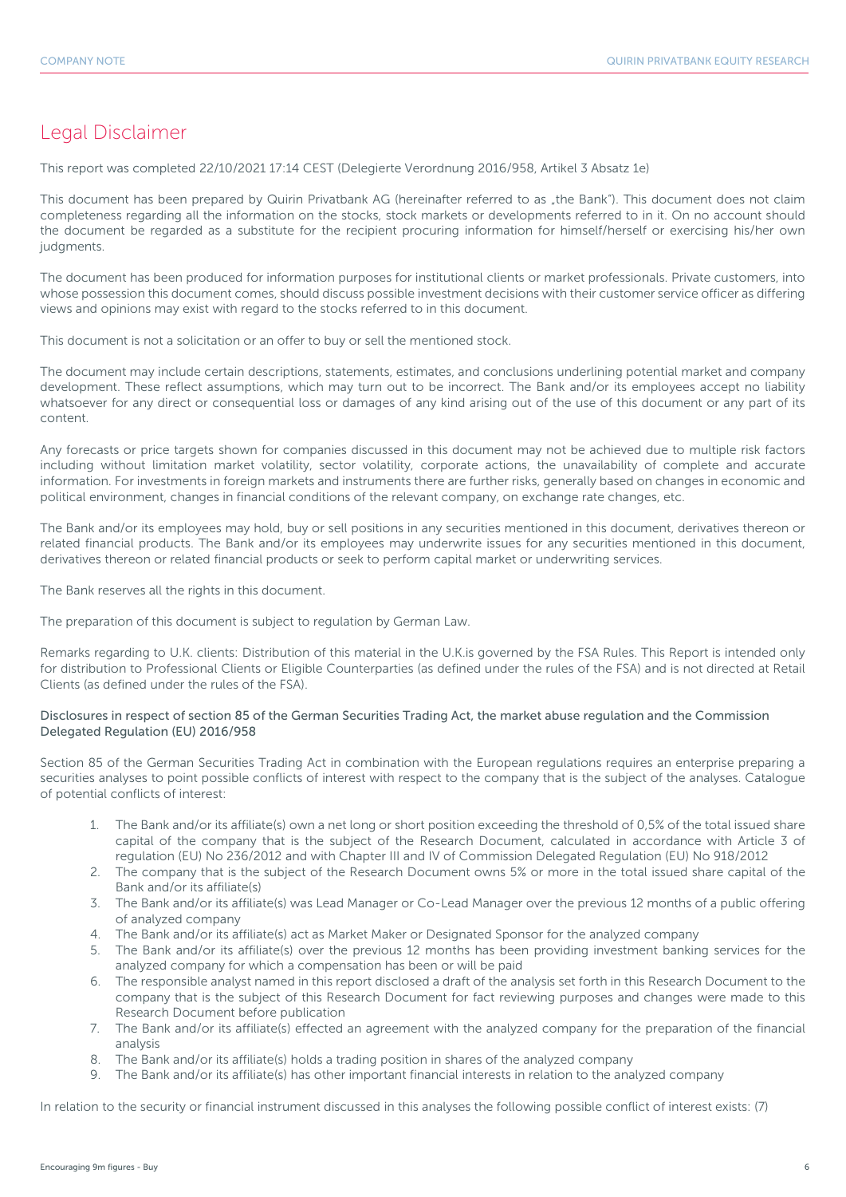# Legal Disclaimer

This report was completed 22/10/2021 17:14 CEST (Delegierte Verordnung 2016/958, Artikel 3 Absatz 1e)

This document has been prepared by Quirin Privatbank AG (hereinafter referred to as „the Bank"). This document does not claim completeness regarding all the information on the stocks, stock markets or developments referred to in it. On no account should the document be regarded as a substitute for the recipient procuring information for himself/herself or exercising his/her own judgments.

The document has been produced for information purposes for institutional clients or market professionals. Private customers, into whose possession this document comes, should discuss possible investment decisions with their customer service officer as differing views and opinions may exist with regard to the stocks referred to in this document.

This document is not a solicitation or an offer to buy or sell the mentioned stock.

The document may include certain descriptions, statements, estimates, and conclusions underlining potential market and company development. These reflect assumptions, which may turn out to be incorrect. The Bank and/or its employees accept no liability whatsoever for any direct or consequential loss or damages of any kind arising out of the use of this document or any part of its content.

Any forecasts or price targets shown for companies discussed in this document may not be achieved due to multiple risk factors including without limitation market volatility, sector volatility, corporate actions, the unavailability of complete and accurate information. For investments in foreign markets and instruments there are further risks, generally based on changes in economic and political environment, changes in financial conditions of the relevant company, on exchange rate changes, etc.

The Bank and/or its employees may hold, buy or sell positions in any securities mentioned in this document, derivatives thereon or related financial products. The Bank and/or its employees may underwrite issues for any securities mentioned in this document, derivatives thereon or related financial products or seek to perform capital market or underwriting services.

The Bank reserves all the rights in this document.

The preparation of this document is subject to regulation by German Law.

Remarks regarding to U.K. clients: Distribution of this material in the U.K.is governed by the FSA Rules. This Report is intended only for distribution to Professional Clients or Eligible Counterparties (as defined under the rules of the FSA) and is not directed at Retail Clients (as defined under the rules of the FSA).

Disclosures in respect of section 85 of the German Securities Trading Act, the market abuse regulation and the Commission Delegated Regulation (EU) 2016/958

Section 85 of the German Securities Trading Act in combination with the European regulations requires an enterprise preparing a securities analyses to point possible conflicts of interest with respect to the company that is the subject of the analyses. Catalogue of potential conflicts of interest:

1. The Bank and/or its affiliate(s) own a net long or short position exceeding the threshold of 0,5% of the total issued share capital of the company that is the subject of the Research Document, calculated in accordance with Article 3 of regulation (EU) No 236/2012 and with Chapter III and IV of Commission Delegated Regulation (EU) No 918/2012
2. The company that is the subject of the Research Document owns 5% or more in the total issued share capital of the Bank and/or its affiliate(s)
3. The Bank and/or its affiliate(s) was Lead Manager or Co-Lead Manager over the previous 12 months of a public offering of analyzed company
4. The Bank and/or its affiliate(s) act as Market Maker or Designated Sponsor for the analyzed company
5. The Bank and/or its affiliate(s) over the previous 12 months has been providing investment banking services for the analyzed company for which a compensation has been or will be paid
6. The responsible analyst named in this report disclosed a draft of the analysis set forth in this Research Document to the company that is the subject of this Research Document for fact reviewing purposes and changes were made to this Research Document before publication
7. The Bank and/or its affiliate(s) effected an agreement with the analyzed company for the preparation of the financial analysis
8. The Bank and/or its affiliate(s) holds a trading position in shares of the analyzed company
9. The Bank and/or its affiliate(s) has other important financial interests in relation to the analyzed company

In relation to the security or financial instrument discussed in this analyses the following possible conflict of interest exists: (7)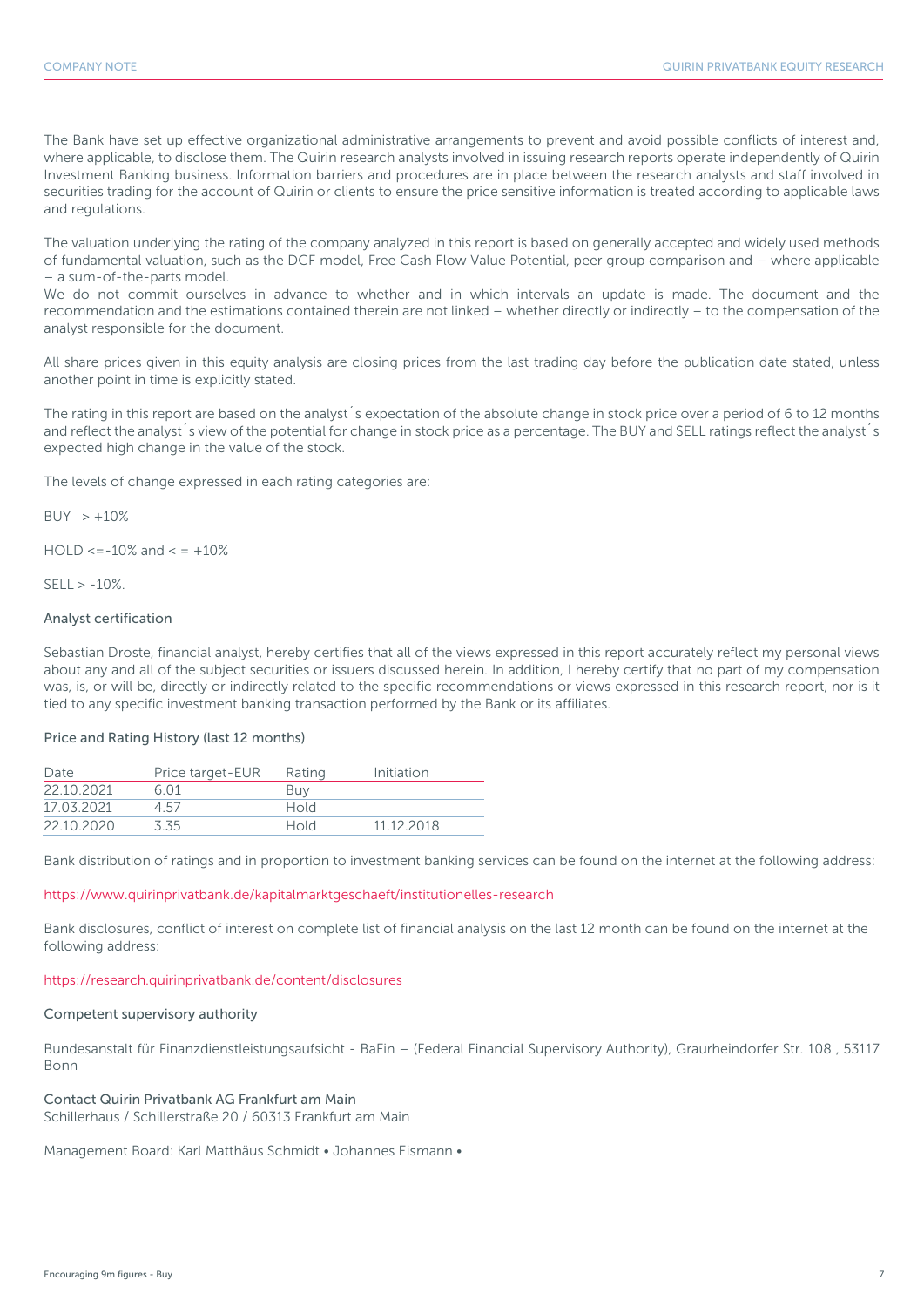The Bank have set up effective organizational administrative arrangements to prevent and avoid possible conflicts of interest and, where applicable, to disclose them. The Quirin research analysts involved in issuing research reports operate independently of Quirin Investment Banking business. Information barriers and procedures are in place between the research analysts and staff involved in securities trading for the account of Quirin or clients to ensure the price sensitive information is treated according to applicable laws and regulations.

The valuation underlying the rating of the company analyzed in this report is based on generally accepted and widely used methods of fundamental valuation, such as the DCF model, Free Cash Flow Value Potential, peer group comparison and – where applicable – a sum-of-the-parts model.
We do not commit ourselves in advance to whether and in which intervals an update is made. The document and the recommendation and the estimations contained therein are not linked – whether directly or indirectly – to the compensation of the analyst responsible for the document.

All share prices given in this equity analysis are closing prices from the last trading day before the publication date stated, unless another point in time is explicitly stated.

The rating in this report are based on the analyst´s expectation of the absolute change in stock price over a period of 6 to 12 months and reflect the analyst´s view of the potential for change in stock price as a percentage. The BUY and SELL ratings reflect the analyst´s expected high change in the value of the stock.

The levels of change expressed in each rating categories are:

BUY > +10%

HOLD <=-10% and < = +10%

SELL > -10%.

### Analyst certification

Sebastian Droste, financial analyst, hereby certifies that all of the views expressed in this report accurately reflect my personal views about any and all of the subject securities or issuers discussed herein. In addition, I hereby certify that no part of my compensation was, is, or will be, directly or indirectly related to the specific recommendations or views expressed in this research report, nor is it tied to any specific investment banking transaction performed by the Bank or its affiliates.

### Price and Rating History (last 12 months)

| Date | Price target-EUR | Rating | Initiation |
|---|---|---|---|
| 22.10.2021 | 6.01 | Buy | |
| 17.03.2021 | 4.57 | Hold | |
| 22.10.2020 | 3.35 | Hold | 11.12.2018 |

Bank distribution of ratings and in proportion to investment banking services can be found on the internet at the following address:

https://www.quirinprivatbank.de/kapitalmarktgeschaeft/institutionelles-research

Bank disclosures, conflict of interest on complete list of financial analysis on the last 12 month can be found on the internet at the following address:

https://research.quirinprivatbank.de/content/disclosures

### Competent supervisory authority

Bundesanstalt für Finanzdienstleistungsaufsicht - BaFin – (Federal Financial Supervisory Authority), Graurheindorfer Str. 108 , 53117 Bonn

### Contact Quirin Privatbank AG Frankfurt am Main

Schillerhaus / Schillerstraße 20 / 60313 Frankfurt am Main

Management Board: Karl Matthäus Schmidt • Johannes Eismann •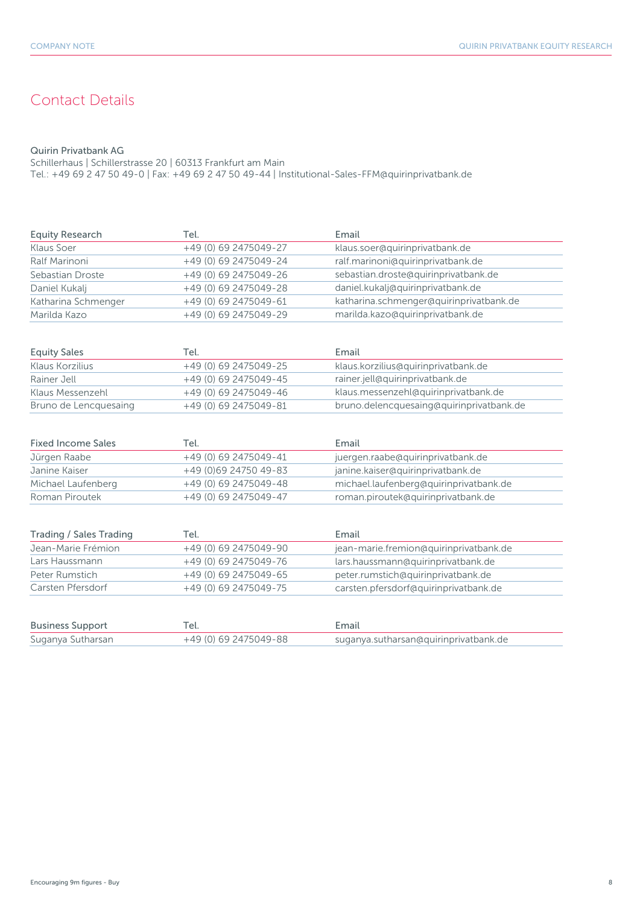# Contact Details

Quirin Privatbank AG
Schillerhaus | Schillerstrasse 20 | 60313 Frankfurt am Main
Tel.: +49 69 2 47 50 49-0 | Fax: +49 69 2 47 50 49-44 | Institutional-Sales-FFM@quirinprivatbank.de

| Equity Research | Tel. | Email |
|---|---|---|
| Klaus Soer | +49 (0) 69 2475049-27 | klaus.soer@quirinprivatbank.de |
| Ralf Marinoni | +49 (0) 69 2475049-24 | ralf.marinoni@quirinprivatbank.de |
| Sebastian Droste | +49 (0) 69 2475049-26 | sebastian.droste@quirinprivatbank.de |
| Daniel Kukalj | +49 (0) 69 2475049-28 | daniel.kukalj@quirinprivatbank.de |
| Katharina Schmenger | +49 (0) 69 2475049-61 | katharina.schmenger@quirinprivatbank.de |
| Marilda Kazo | +49 (0) 69 2475049-29 | marilda.kazo@quirinprivatbank.de |

| Equity Sales | Tel. | Email |
|---|---|---|
| Klaus Korzilius | +49 (0) 69 2475049-25 | klaus.korzilius@quirinprivatbank.de |
| Rainer Jell | +49 (0) 69 2475049-45 | rainer.jell@quirinprivatbank.de |
| Klaus Messenzehl | +49 (0) 69 2475049-46 | klaus.messenzehl@quirinprivatbank.de |
| Bruno de Lencquesaing | +49 (0) 69 2475049-81 | bruno.delencquesaing@quirinprivatbank.de |

| Fixed Income Sales | Tel. | Email |
|---|---|---|
| Jürgen Raabe | +49 (0) 69 2475049-41 | juergen.raabe@quirinprivatbank.de |
| Janine Kaiser | +49 (0)69 24750 49-83 | janine.kaiser@quirinprivatbank.de |
| Michael Laufenberg | +49 (0) 69 2475049-48 | michael.laufenberg@quirinprivatbank.de |
| Roman Piroutek | +49 (0) 69 2475049-47 | roman.piroutek@quirinprivatbank.de |

| Trading / Sales Trading | Tel. | Email |
|---|---|---|
| Jean-Marie Frémion | +49 (0) 69 2475049-90 | jean-marie.fremion@quirinprivatbank.de |
| Lars Haussmann | +49 (0) 69 2475049-76 | lars.haussmann@quirinprivatbank.de |
| Peter Rumstich | +49 (0) 69 2475049-65 | peter.rumstich@quirinprivatbank.de |
| Carsten Pfersdorf | +49 (0) 69 2475049-75 | carsten.pfersdorf@quirinprivatbank.de |

| Business Support | Tel. | Email |
|---|---|---|
| Suganya Sutharsan | +49 (0) 69 2475049-88 | suganya.sutharsan@quirinprivatbank.de |